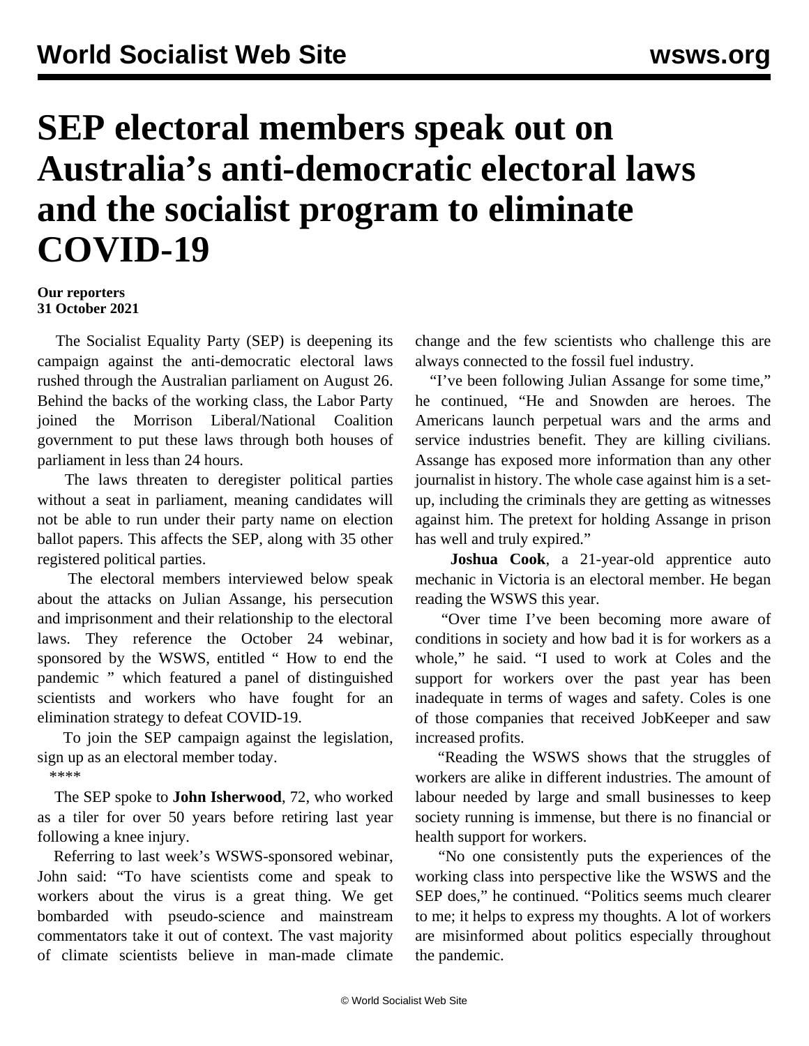# SEP electoral members speak out on Australia's anti-democratic electoral laws and the socialist program to eliminate COVID-19

**Our reporters**
**31 October 2021**

The Socialist Equality Party (SEP) is deepening its campaign against the anti-democratic electoral laws rushed through the Australian parliament on August 26. Behind the backs of the working class, the Labor Party joined the Morrison Liberal/National Coalition government to put these laws through both houses of parliament in less than 24 hours.

The laws threaten to deregister political parties without a seat in parliament, meaning candidates will not be able to run under their party name on election ballot papers. This affects the SEP, along with 35 other registered political parties.

The electoral members interviewed below speak about the attacks on Julian Assange, his persecution and imprisonment and their relationship to the electoral laws. They reference the October 24 webinar, sponsored by the WSWS, entitled " How to end the pandemic " which featured a panel of distinguished scientists and workers who have fought for an elimination strategy to defeat COVID-19.

To join the SEP campaign against the legislation, sign up as an electoral member today.

****

The SEP spoke to **John Isherwood**, 72, who worked as a tiler for over 50 years before retiring last year following a knee injury.

Referring to last week's WSWS-sponsored webinar, John said: "To have scientists come and speak to workers about the virus is a great thing. We get bombarded with pseudo-science and mainstream commentators take it out of context. The vast majority of climate scientists believe in man-made climate change and the few scientists who challenge this are always connected to the fossil fuel industry.

"I've been following Julian Assange for some time," he continued, "He and Snowden are heroes. The Americans launch perpetual wars and the arms and service industries benefit. They are killing civilians. Assange has exposed more information than any other journalist in history. The whole case against him is a set-up, including the criminals they are getting as witnesses against him. The pretext for holding Assange in prison has well and truly expired."

**Joshua Cook**, a 21-year-old apprentice auto mechanic in Victoria is an electoral member. He began reading the WSWS this year.

"Over time I've been becoming more aware of conditions in society and how bad it is for workers as a whole," he said. "I used to work at Coles and the support for workers over the past year has been inadequate in terms of wages and safety. Coles is one of those companies that received JobKeeper and saw increased profits.

"Reading the WSWS shows that the struggles of workers are alike in different industries. The amount of labour needed by large and small businesses to keep society running is immense, but there is no financial or health support for workers.

"No one consistently puts the experiences of the working class into perspective like the WSWS and the SEP does," he continued. "Politics seems much clearer to me; it helps to express my thoughts. A lot of workers are misinformed about politics especially throughout the pandemic.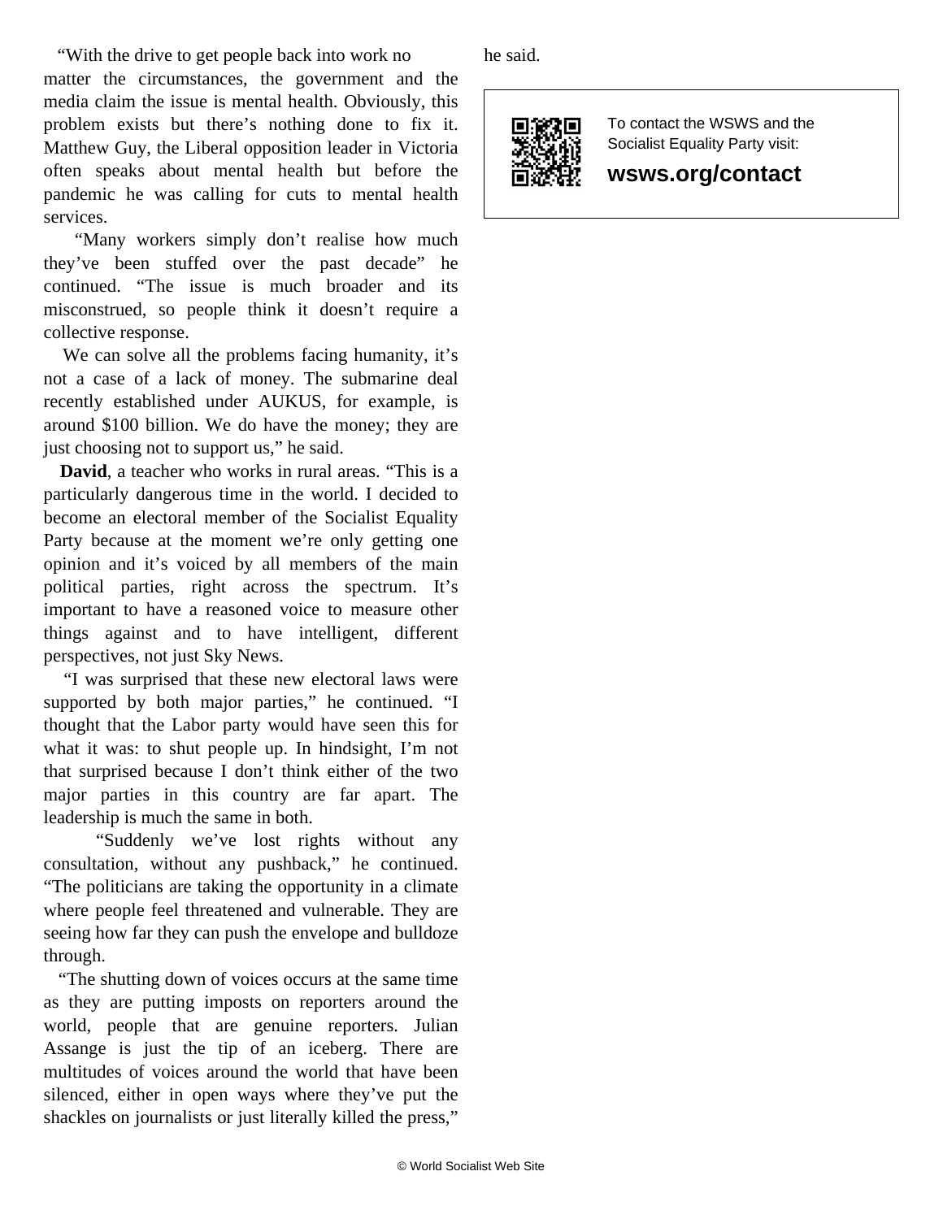"With the drive to get people back into work no matter the circumstances, the government and the media claim the issue is mental health. Obviously, this problem exists but there's nothing done to fix it. Matthew Guy, the Liberal opposition leader in Victoria often speaks about mental health but before the pandemic he was calling for cuts to mental health services.

"Many workers simply don't realise how much they've been stuffed over the past decade" he continued. "The issue is much broader and its misconstrued, so people think it doesn't require a collective response.

We can solve all the problems facing humanity, it's not a case of a lack of money. The submarine deal recently established under AUKUS, for example, is around $100 billion. We do have the money; they are just choosing not to support us," he said.

**David**, a teacher who works in rural areas. "This is a particularly dangerous time in the world. I decided to become an electoral member of the Socialist Equality Party because at the moment we're only getting one opinion and it's voiced by all members of the main political parties, right across the spectrum. It's important to have a reasoned voice to measure other things against and to have intelligent, different perspectives, not just Sky News.

"I was surprised that these new electoral laws were supported by both major parties," he continued. "I thought that the Labor party would have seen this for what it was: to shut people up. In hindsight, I'm not that surprised because I don't think either of the two major parties in this country are far apart. The leadership is much the same in both.

"Suddenly we've lost rights without any consultation, without any pushback," he continued. "The politicians are taking the opportunity in a climate where people feel threatened and vulnerable. They are seeing how far they can push the envelope and bulldoze through.

"The shutting down of voices occurs at the same time as they are putting imposts on reporters around the world, people that are genuine reporters. Julian Assange is just the tip of an iceberg. There are multitudes of voices around the world that have been silenced, either in open ways where they've put the shackles on journalists or just literally killed the press," he said.

To contact the WSWS and the Socialist Equality Party visit:

**wsws.org/contact**